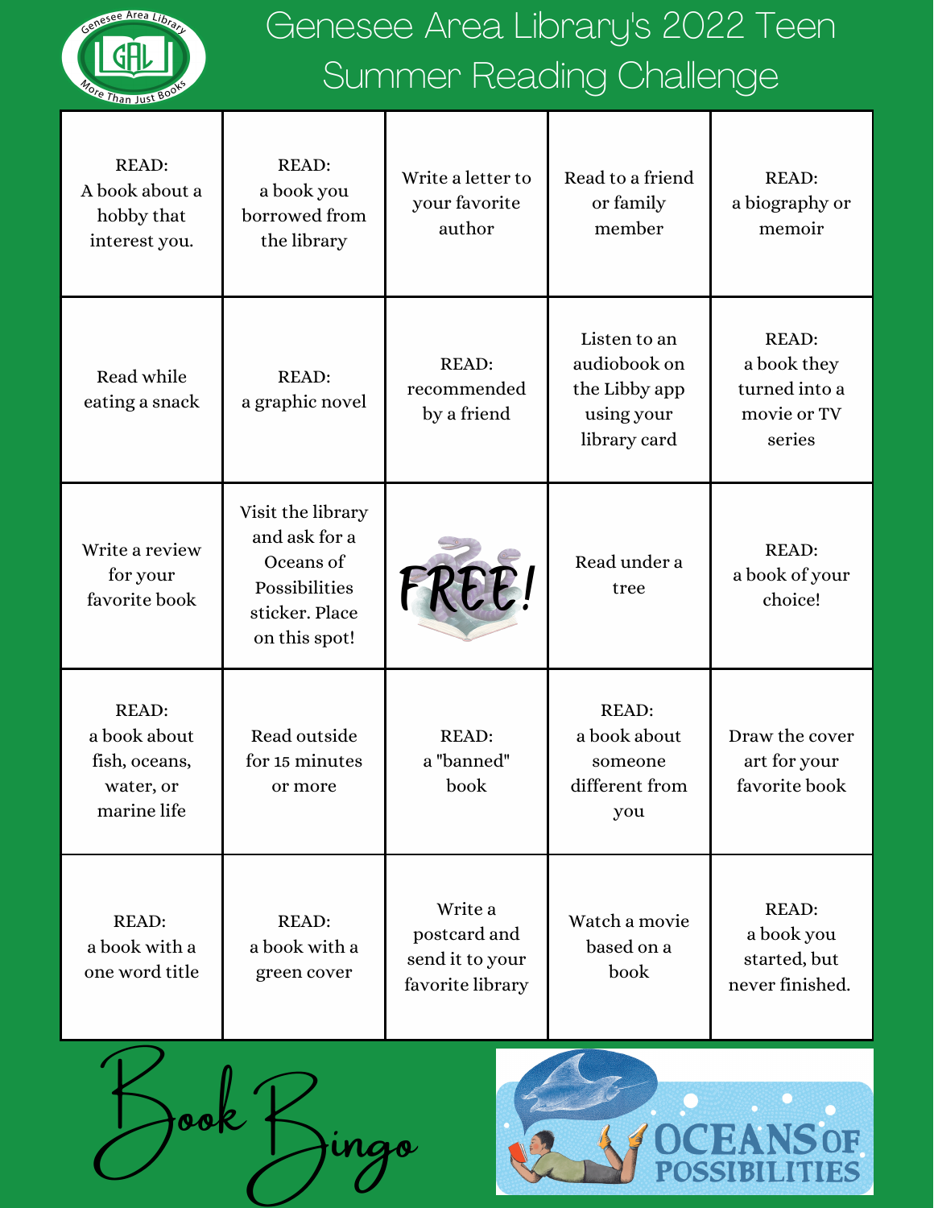Genesee Area Library — More Than Just Books

# Genesee Area Library's 2022 Teen Summer Reading Challenge

| | | | | |
|---|---|---|---|---|
| READ: A book about a hobby that interest you. | READ: a book you borrowed from the library | Write a letter to your favorite author | Read to a friend or family member | READ: a biography or memoir |
| Read while eating a snack | READ: a graphic novel | READ: recommended by a friend | Listen to an audiobook on the Libby app using your library card | READ: a book they turned into a movie or TV series |
| Write a review for your favorite book | Visit the library and ask for a Oceans of Possibilities sticker. Place on this spot! | FREE! | Read under a tree | READ: a book of your choice! |
| READ: a book about fish, oceans, water, or marine life | Read outside for 15 minutes or more | READ: a "banned" book | READ: a book about someone different from you | Draw the cover art for your favorite book |
| READ: a book with a one word title | READ: a book with a green cover | Write a postcard and send it to your favorite library | Watch a movie based on a book | READ: a book you started, but never finished. |

Book Bingo

OCEANS OF POSSIBILITIES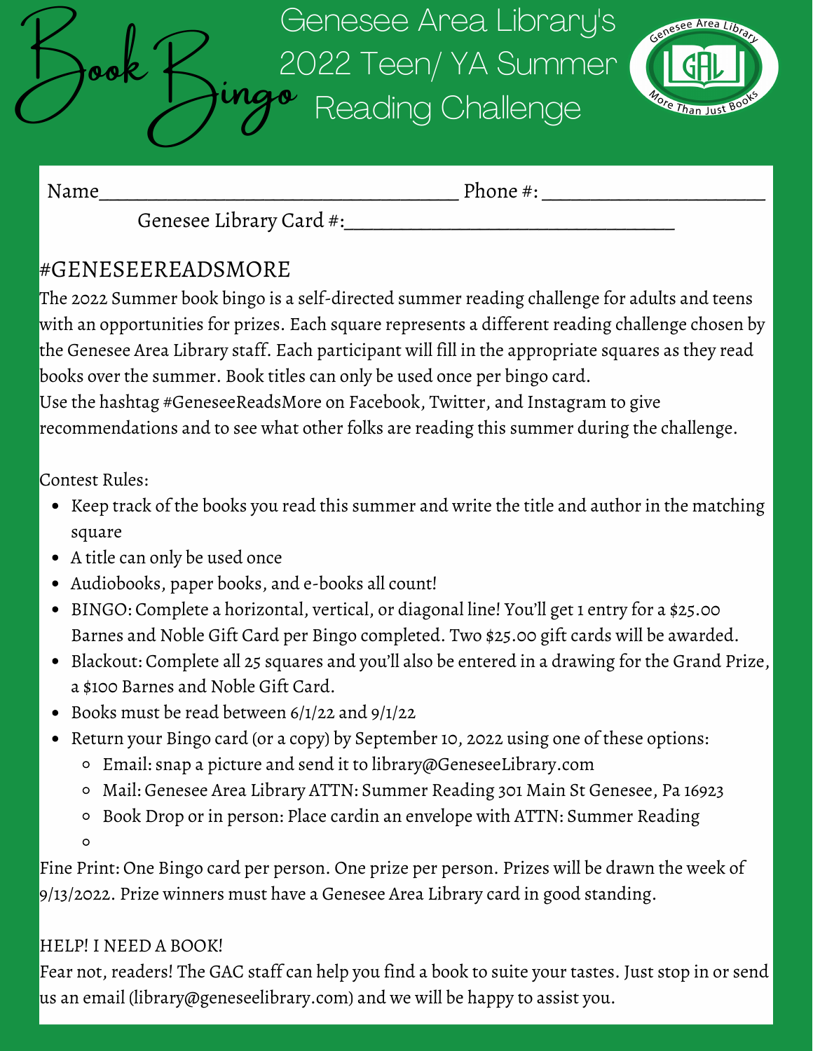# Book Bingo

## Genesee Area Library's 2022 Teen/ YA Summer Reading Challenge

Genesee Area Library
GAL
More Than Just Books

Name___________________________________ Phone #: ______________________

Genesee Library Card #:_________________________________

#GENESEEREADSMORE

The 2022 Summer book bingo is a self-directed summer reading challenge for adults and teens with an opportunities for prizes. Each square represents a different reading challenge chosen by the Genesee Area Library staff. Each participant will fill in the appropriate squares as they read books over the summer. Book titles can only be used once per bingo card.

Use the hashtag #GeneseeReadsMore on Facebook, Twitter, and Instagram to give recommendations and to see what other folks are reading this summer during the challenge.

Contest Rules:

- Keep track of the books you read this summer and write the title and author in the matching square
- A title can only be used once
- Audiobooks, paper books, and e-books all count!
- BINGO: Complete a horizontal, vertical, or diagonal line! You'll get 1 entry for a $25.00 Barnes and Noble Gift Card per Bingo completed. Two $25.00 gift cards will be awarded.
- Blackout: Complete all 25 squares and you'll also be entered in a drawing for the Grand Prize, a $100 Barnes and Noble Gift Card.
- Books must be read between 6/1/22 and 9/1/22
- Return your Bingo card (or a copy) by September 10, 2022 using one of these options:
  - Email: snap a picture and send it to library@GeneseeLibrary.com
  - Mail: Genesee Area Library ATTN: Summer Reading 301 Main St Genesee, Pa 16923
  - Book Drop or in person: Place cardin an envelope with ATTN: Summer Reading

Fine Print: One Bingo card per person. One prize per person. Prizes will be drawn the week of 9/13/2022. Prize winners must have a Genesee Area Library card in good standing.

HELP! I NEED A BOOK!

Fear not, readers! The GAC staff can help you find a book to suite your tastes. Just stop in or send us an email (library@geneseelibrary.com) and we will be happy to assist you.